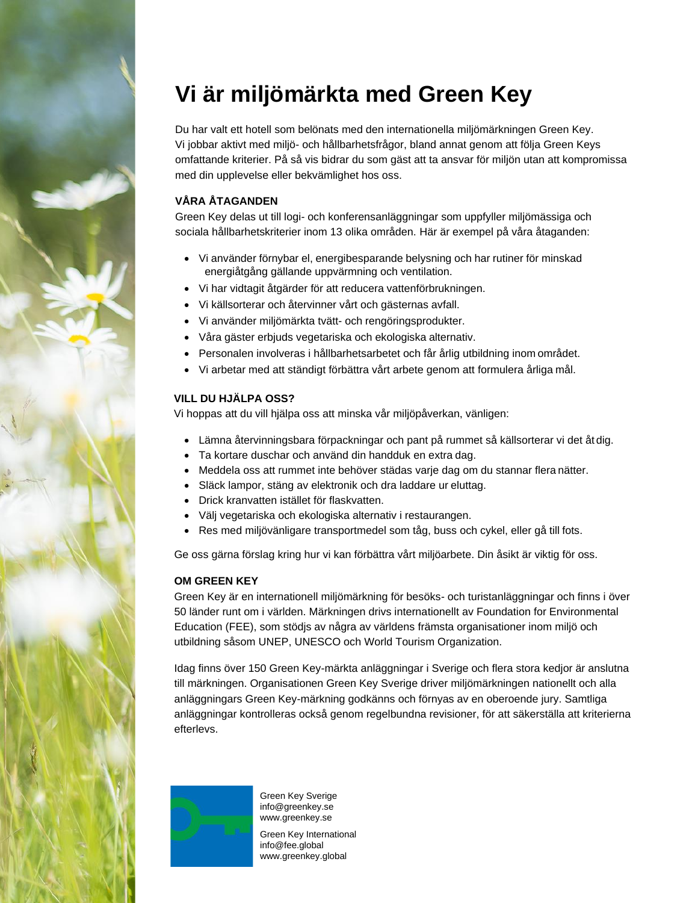# Vi är miljömärkta med Green Key

Du har valt ett hotell som belönats med den internationella miljömärkningen Green Key. Vi jobbar aktivt med miljö- och hållbarhetsfrågor, bland annat genom att följa Green Keys omfattande kriterier. På så vis bidrar du som gäst att ta ansvar för miljön utan att kompromissa med din upplevelse eller bekvämlighet hos oss.

**VÅRA ÅTAGANDEN**

Green Key delas ut till logi- och konferensanläggningar som uppfyller miljömässiga och sociala hållbarhetskriterier inom 13 olika områden. Här är exempel på våra åtaganden:

- Vi använder förnybar el, energibesparande belysning och har rutiner för minskad energiåtgång gällande uppvärmning och ventilation.
- Vi har vidtagit åtgärder för att reducera vattenförbrukningen.
- Vi källsorterar och återvinner vårt och gästernas avfall.
- Vi använder miljömärkta tvätt- och rengöringsprodukter.
- Våra gäster erbjuds vegetariska och ekologiska alternativ.
- Personalen involveras i hållbarhetsarbetet och får årlig utbildning inom området.
- Vi arbetar med att ständigt förbättra vårt arbete genom att formulera årliga mål.

**VILL DU HJÄLPA OSS?**

Vi hoppas att du vill hjälpa oss att minska vår miljöpåverkan, vänligen:

- Lämna återvinningsbara förpackningar och pant på rummet så källsorterar vi det åt dig.
- Ta kortare duschar och använd din handduk en extra dag.
- Meddela oss att rummet inte behöver städas varje dag om du stannar flera nätter.
- Släck lampor, stäng av elektronik och dra laddare ur eluttag.
- Drick kranvatten istället för flaskvatten.
- Välj vegetariska och ekologiska alternativ i restaurangen.
- Res med miljövänligare transportmedel som tåg, buss och cykel, eller gå till fots.

Ge oss gärna förslag kring hur vi kan förbättra vårt miljöarbete. Din åsikt är viktig för oss.

**OM GREEN KEY**

Green Key är en internationell miljömärkning för besöks- och turistanläggningar och finns i över 50 länder runt om i världen. Märkningen drivs internationellt av Foundation for Environmental Education (FEE), som stödjs av några av världens främsta organisationer inom miljö och utbildning såsom UNEP, UNESCO och World Tourism Organization.

Idag finns över 150 Green Key-märkta anläggningar i Sverige och flera stora kedjor är anslutna till märkningen. Organisationen Green Key Sverige driver miljömärkningen nationellt och alla anläggningars Green Key-märkning godkänns och förnyas av en oberoende jury. Samtliga anläggningar kontrolleras också genom regelbundna revisioner, för att säkerställa att kriterierna efterlevs.

Green Key Sverige
info@greenkey.se
www.greenkey.se

Green Key International
info@fee.global
www.greenkey.global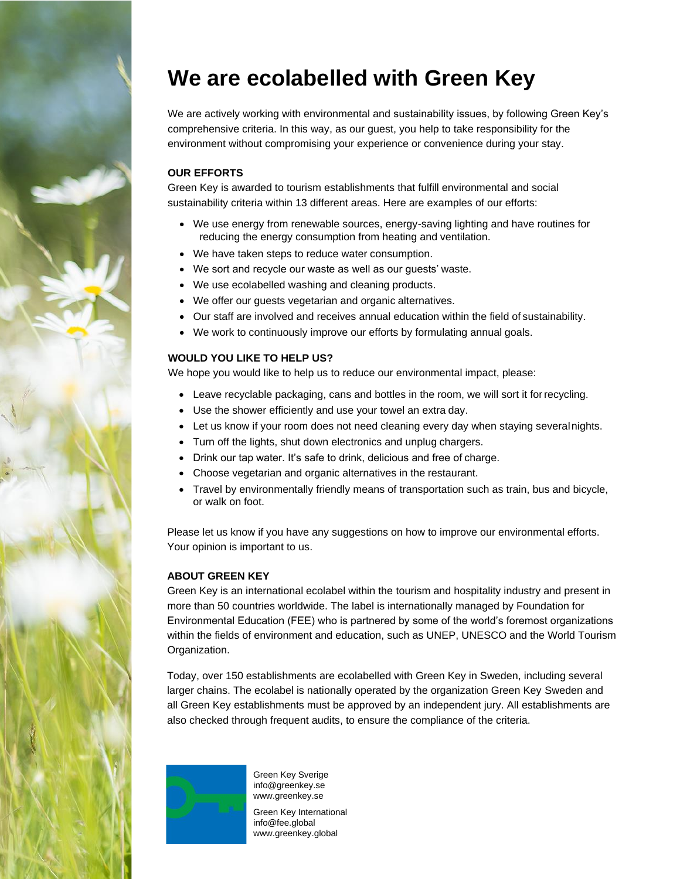# We are ecolabelled with Green Key

We are actively working with environmental and sustainability issues, by following Green Key's comprehensive criteria. In this way, as our guest, you help to take responsibility for the environment without compromising your experience or convenience during your stay.

### OUR EFFORTS

Green Key is awarded to tourism establishments that fulfill environmental and social sustainability criteria within 13 different areas. Here are examples of our efforts:

- We use energy from renewable sources, energy-saving lighting and have routines for reducing the energy consumption from heating and ventilation.
- We have taken steps to reduce water consumption.
- We sort and recycle our waste as well as our guests' waste.
- We use ecolabelled washing and cleaning products.
- We offer our guests vegetarian and organic alternatives.
- Our staff are involved and receives annual education within the field of sustainability.
- We work to continuously improve our efforts by formulating annual goals.

### WOULD YOU LIKE TO HELP US?

We hope you would like to help us to reduce our environmental impact, please:

- Leave recyclable packaging, cans and bottles in the room, we will sort it for recycling.
- Use the shower efficiently and use your towel an extra day.
- Let us know if your room does not need cleaning every day when staying several nights.
- Turn off the lights, shut down electronics and unplug chargers.
- Drink our tap water. It's safe to drink, delicious and free of charge.
- Choose vegetarian and organic alternatives in the restaurant.
- Travel by environmentally friendly means of transportation such as train, bus and bicycle, or walk on foot.

Please let us know if you have any suggestions on how to improve our environmental efforts. Your opinion is important to us.

### ABOUT GREEN KEY

Green Key is an international ecolabel within the tourism and hospitality industry and present in more than 50 countries worldwide. The label is internationally managed by Foundation for Environmental Education (FEE) who is partnered by some of the world's foremost organizations within the fields of environment and education, such as UNEP, UNESCO and the World Tourism Organization.

Today, over 150 establishments are ecolabelled with Green Key in Sweden, including several larger chains. The ecolabel is nationally operated by the organization Green Key Sweden and all Green Key establishments must be approved by an independent jury. All establishments are also checked through frequent audits, to ensure the compliance of the criteria.

Green Key Sverige
info@greenkey.se
www.greenkey.se

Green Key International
info@fee.global
www.greenkey.global